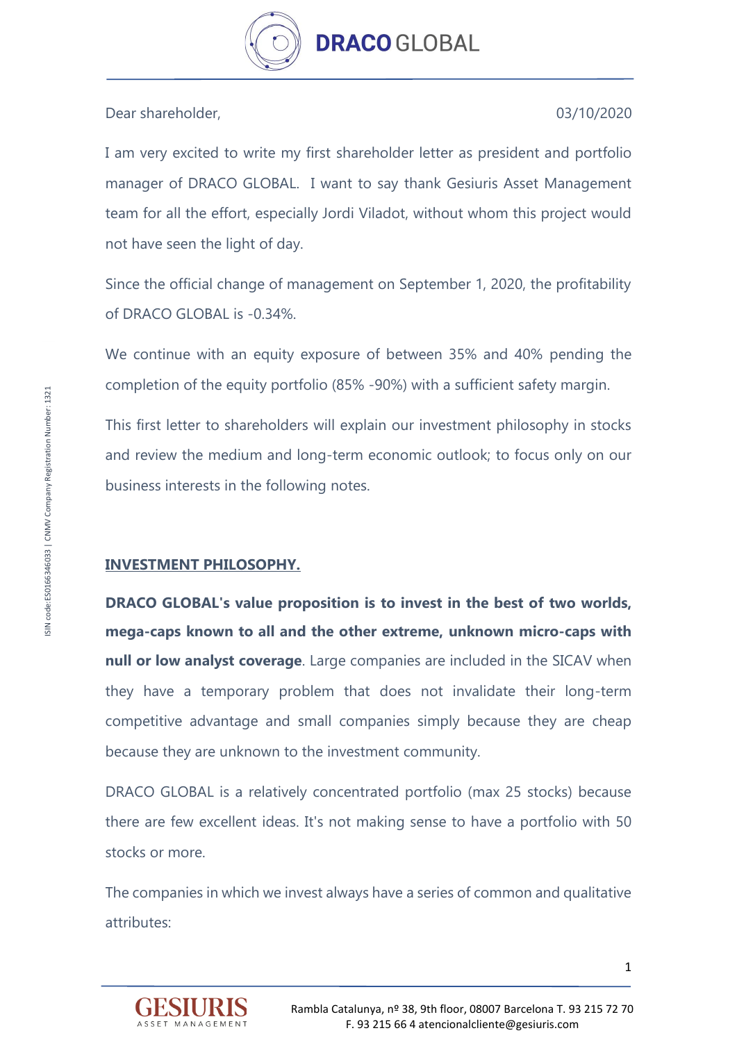Dear shareholder, 03/10/2020

I am very excited to write my first shareholder letter as president and portfolio manager of DRACO GLOBAL. I want to say thank Gesiuris Asset Management team for all the effort, especially Jordi Viladot, without whom this project would not have seen the light of day.

Since the official change of management on September 1, 2020, the profitability of DRACO GLOBAL is -0.34%.

We continue with an equity exposure of between 35% and 40% pending the completion of the equity portfolio (85% -90%) with a sufficient safety margin.

This first letter to shareholders will explain our investment philosophy in stocks and review the medium and long-term economic outlook; to focus only on our business interests in the following notes.

## INVESTMENT PHILOSOPHY.

**DRACO GLOBAL's value proposition is to invest in the best of two worlds, mega-caps known to all and the other extreme, unknown micro-caps with null or low analyst coverage**. Large companies are included in the SICAV when they have a temporary problem that does not invalidate their long-term competitive advantage and small companies simply because they are cheap because they are unknown to the investment community.

DRACO GLOBAL is a relatively concentrated portfolio (max 25 stocks) because there are few excellent ideas. It's not making sense to have a portfolio with 50 stocks or more.

The companies in which we invest always have a series of common and qualitative attributes: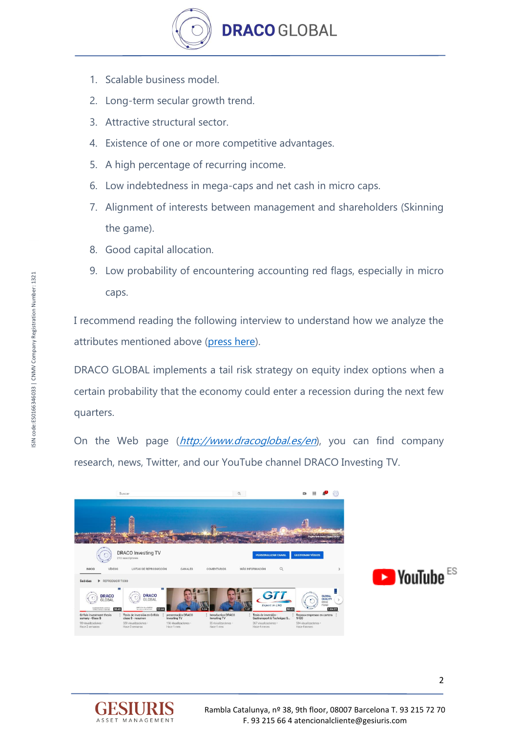1. Scalable business model.
2. Long-term secular growth trend.
3. Attractive structural sector.
4. Existence of one or more competitive advantages.
5. A high percentage of recurring income.
6. Low indebtedness in mega-caps and net cash in micro caps.
7. Alignment of interests between management and shareholders (Skinning the game).
8. Good capital allocation.
9. Low probability of encountering accounting red flags, especially in micro caps.

I recommend reading the following interview to understand how we analyze the attributes mentioned above (press here).

DRACO GLOBAL implements a tail risk strategy on equity index options when a certain probability that the economy could enter a recession during the next few quarters.

On the Web page (*http://www.dracoglobal.es/en*), you can find company research, news, Twitter, and our YouTube channel DRACO Investing TV.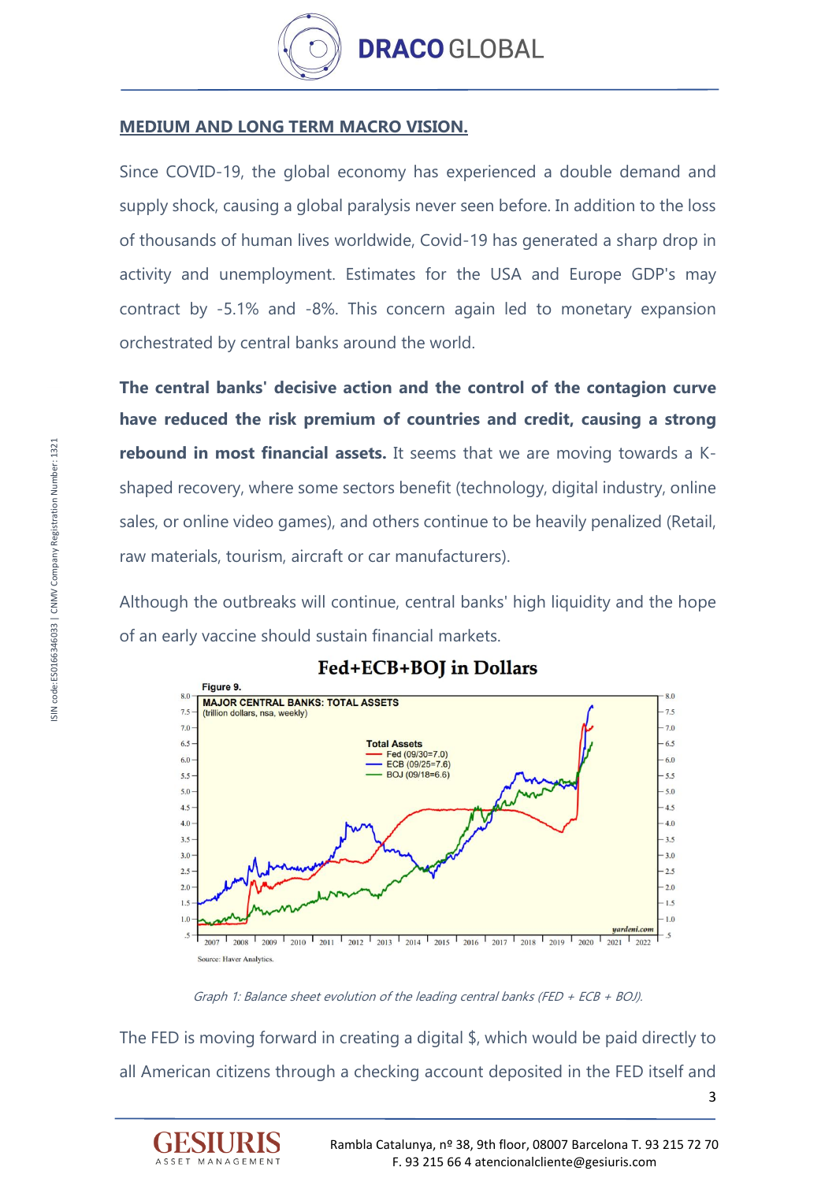## MEDIUM AND LONG TERM MACRO VISION.

Since COVID-19, the global economy has experienced a double demand and supply shock, causing a global paralysis never seen before. In addition to the loss of thousands of human lives worldwide, Covid-19 has generated a sharp drop in activity and unemployment. Estimates for the USA and Europe GDP's may contract by -5.1% and -8%. This concern again led to monetary expansion orchestrated by central banks around the world.

**The central banks' decisive action and the control of the contagion curve have reduced the risk premium of countries and credit, causing a strong rebound in most financial assets.** It seems that we are moving towards a K-shaped recovery, where some sectors benefit (technology, digital industry, online sales, or online video games), and others continue to be heavily penalized (Retail, raw materials, tourism, aircraft or car manufacturers).

Although the outbreaks will continue, central banks' high liquidity and the hope of an early vaccine should sustain financial markets.

**Fed+ECB+BOJ in Dollars**

*Graph 1: Balance sheet evolution of the leading central banks (FED + ECB + BOJ).*

The FED is moving forward in creating a digital $, which would be paid directly to all American citizens through a checking account deposited in the FED itself and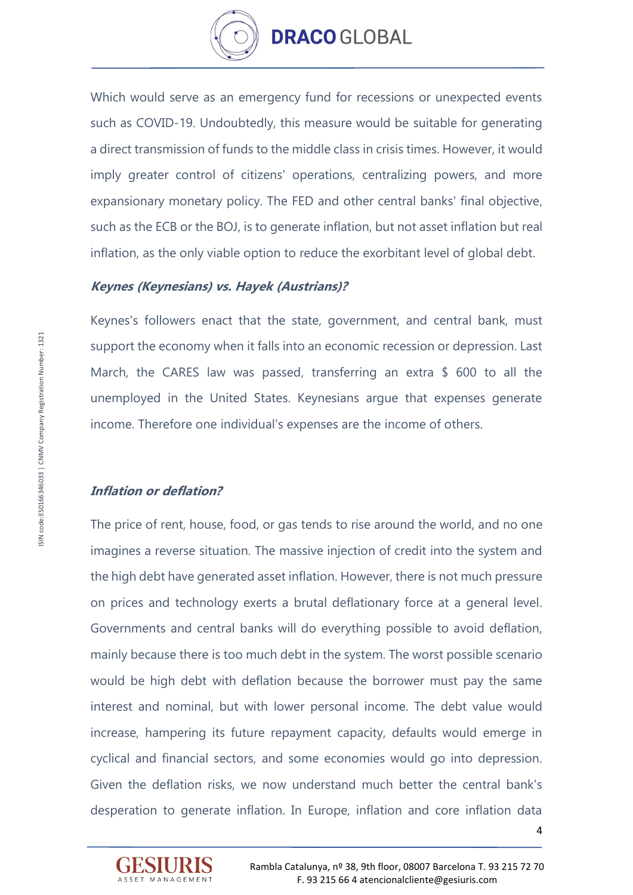Which would serve as an emergency fund for recessions or unexpected events such as COVID-19. Undoubtedly, this measure would be suitable for generating a direct transmission of funds to the middle class in crisis times. However, it would imply greater control of citizens' operations, centralizing powers, and more expansionary monetary policy. The FED and other central banks' final objective, such as the ECB or the BOJ, is to generate inflation, but not asset inflation but real inflation, as the only viable option to reduce the exorbitant level of global debt.

***Keynes (Keynesians) vs. Hayek (Austrians)?***

Keynes's followers enact that the state, government, and central bank, must support the economy when it falls into an economic recession or depression. Last March, the CARES law was passed, transferring an extra $ 600 to all the unemployed in the United States. Keynesians argue that expenses generate income. Therefore one individual's expenses are the income of others.

***Inflation or deflation?***

The price of rent, house, food, or gas tends to rise around the world, and no one imagines a reverse situation. The massive injection of credit into the system and the high debt have generated asset inflation. However, there is not much pressure on prices and technology exerts a brutal deflationary force at a general level. Governments and central banks will do everything possible to avoid deflation, mainly because there is too much debt in the system. The worst possible scenario would be high debt with deflation because the borrower must pay the same interest and nominal, but with lower personal income. The debt value would increase, hampering its future repayment capacity, defaults would emerge in cyclical and financial sectors, and some economies would go into depression. Given the deflation risks, we now understand much better the central bank's desperation to generate inflation. In Europe, inflation and core inflation data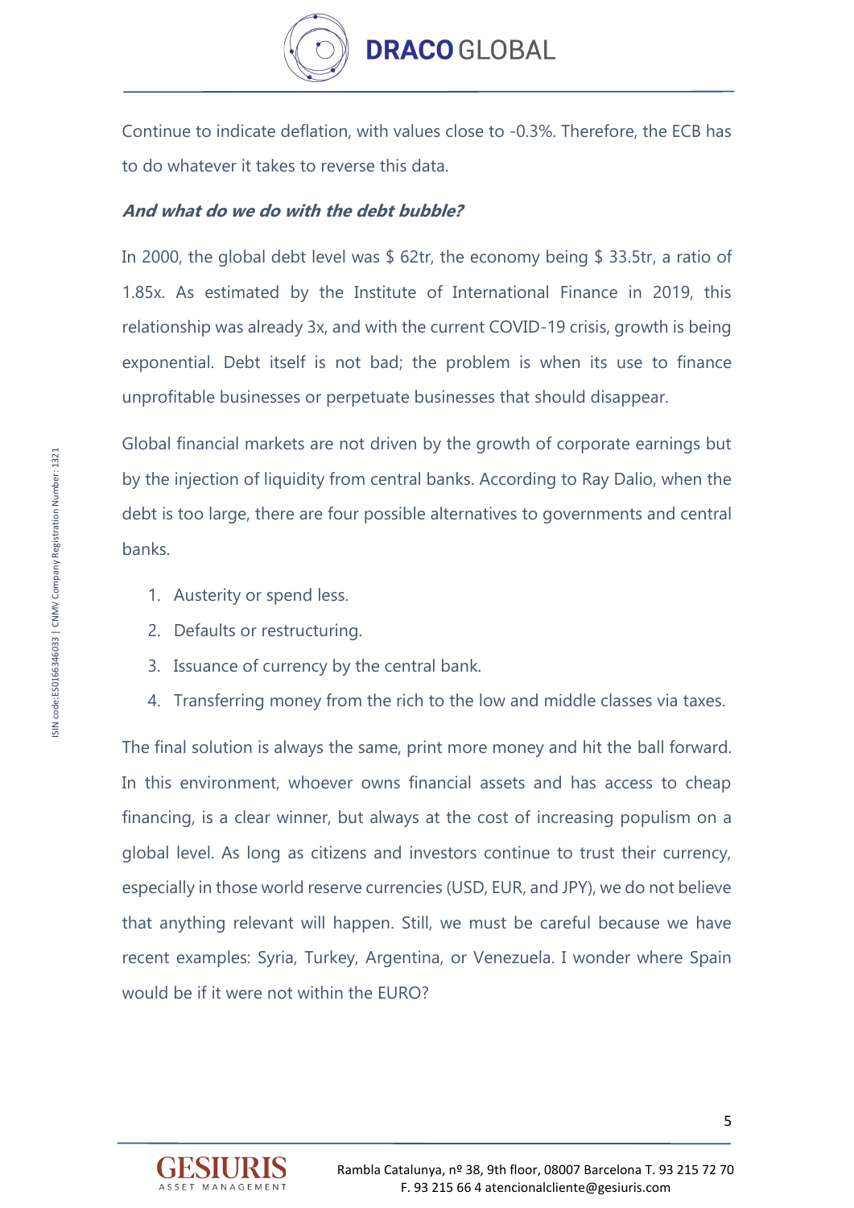Continue to indicate deflation, with values close to -0.3%. Therefore, the ECB has to do whatever it takes to reverse this data.

***And what do we do with the debt bubble?***

In 2000, the global debt level was $ 62tr, the economy being $ 33.5tr, a ratio of 1.85x. As estimated by the Institute of International Finance in 2019, this relationship was already 3x, and with the current COVID-19 crisis, growth is being exponential. Debt itself is not bad; the problem is when its use to finance unprofitable businesses or perpetuate businesses that should disappear.

Global financial markets are not driven by the growth of corporate earnings but by the injection of liquidity from central banks. According to Ray Dalio, when the debt is too large, there are four possible alternatives to governments and central banks.

1. Austerity or spend less.
2. Defaults or restructuring.
3. Issuance of currency by the central bank.
4. Transferring money from the rich to the low and middle classes via taxes.

The final solution is always the same, print more money and hit the ball forward. In this environment, whoever owns financial assets and has access to cheap financing, is a clear winner, but always at the cost of increasing populism on a global level. As long as citizens and investors continue to trust their currency, especially in those world reserve currencies (USD, EUR, and JPY), we do not believe that anything relevant will happen. Still, we must be careful because we have recent examples: Syria, Turkey, Argentina, or Venezuela. I wonder where Spain would be if it were not within the EURO?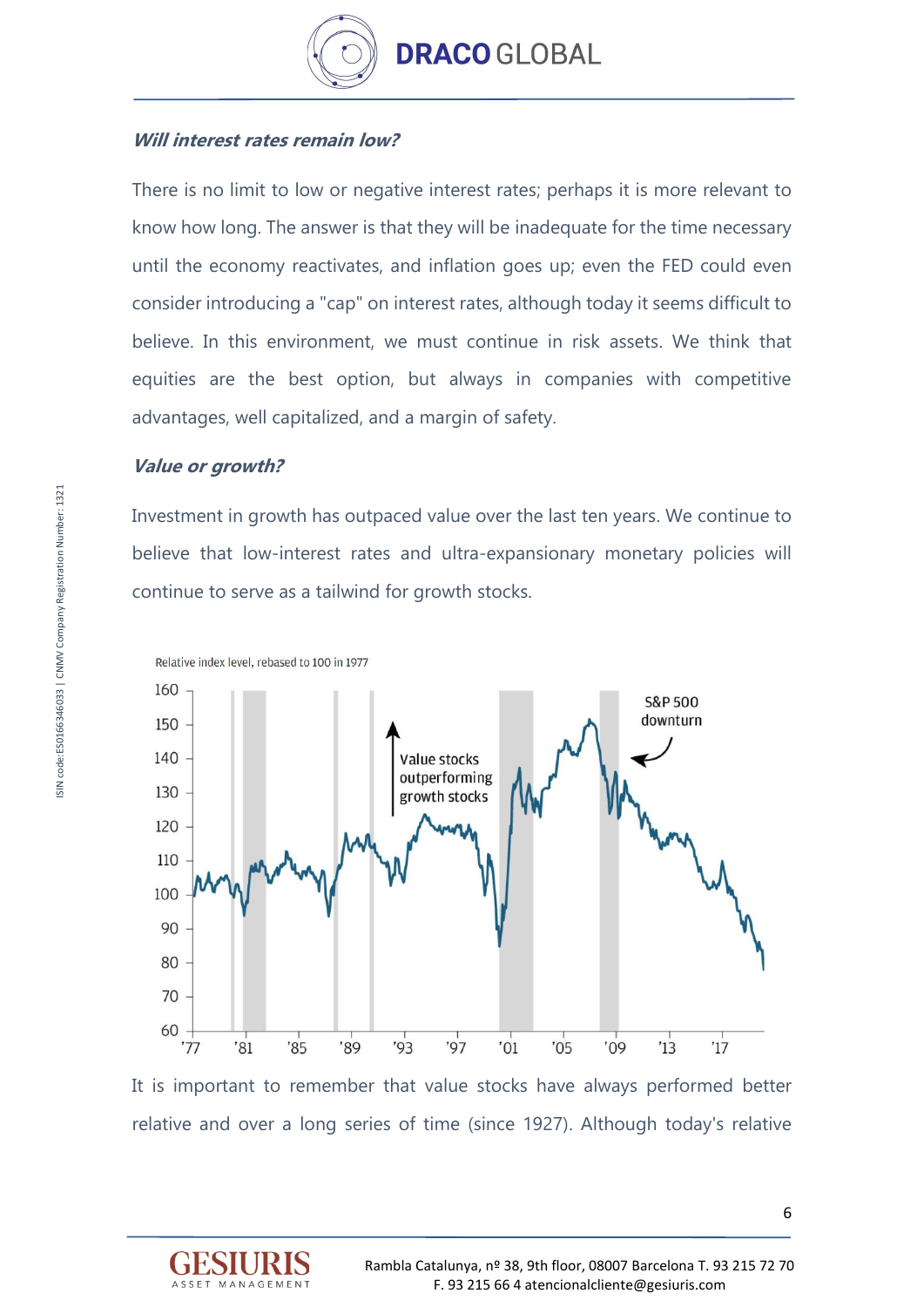### *Will interest rates remain low?*

There is no limit to low or negative interest rates; perhaps it is more relevant to know how long. The answer is that they will be inadequate for the time necessary until the economy reactivates, and inflation goes up; even the FED could even consider introducing a "cap" on interest rates, although today it seems difficult to believe. In this environment, we must continue in risk assets. We think that equities are the best option, but always in companies with competitive advantages, well capitalized, and a margin of safety.

### *Value or growth?*

Investment in growth has outpaced value over the last ten years. We continue to believe that low-interest rates and ultra-expansionary monetary policies will continue to serve as a tailwind for growth stocks.

Relative index level, rebased to 100 in 1977

It is important to remember that value stocks have always performed better relative and over a long series of time (since 1927). Although today's relative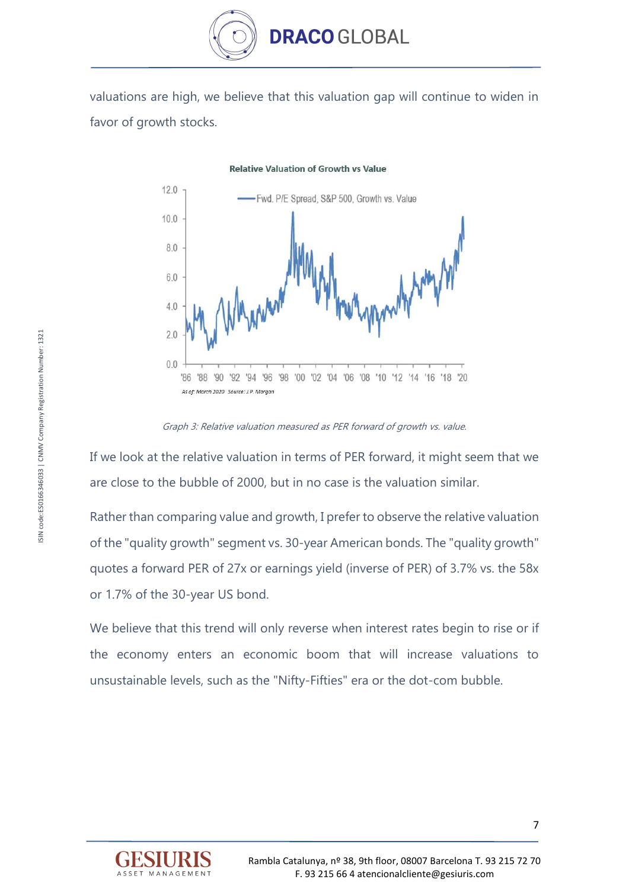valuations are high, we believe that this valuation gap will continue to widen in favor of growth stocks.

Graph 3: Relative valuation measured as PER forward of growth vs. value.

If we look at the relative valuation in terms of PER forward, it might seem that we are close to the bubble of 2000, but in no case is the valuation similar.

Rather than comparing value and growth, I prefer to observe the relative valuation of the "quality growth" segment vs. 30-year American bonds. The "quality growth" quotes a forward PER of 27x or earnings yield (inverse of PER) of 3.7% vs. the 58x or 1.7% of the 30-year US bond.

We believe that this trend will only reverse when interest rates begin to rise or if the economy enters an economic boom that will increase valuations to unsustainable levels, such as the "Nifty-Fifties" era or the dot-com bubble.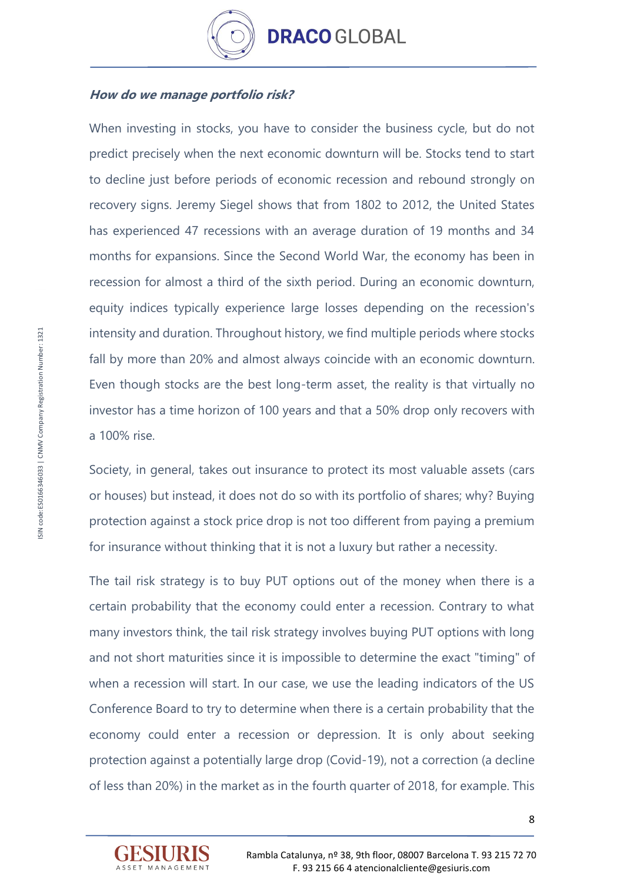***How do we manage portfolio risk?***

When investing in stocks, you have to consider the business cycle, but do not predict precisely when the next economic downturn will be. Stocks tend to start to decline just before periods of economic recession and rebound strongly on recovery signs. Jeremy Siegel shows that from 1802 to 2012, the United States has experienced 47 recessions with an average duration of 19 months and 34 months for expansions. Since the Second World War, the economy has been in recession for almost a third of the sixth period. During an economic downturn, equity indices typically experience large losses depending on the recession's intensity and duration. Throughout history, we find multiple periods where stocks fall by more than 20% and almost always coincide with an economic downturn. Even though stocks are the best long-term asset, the reality is that virtually no investor has a time horizon of 100 years and that a 50% drop only recovers with a 100% rise.

Society, in general, takes out insurance to protect its most valuable assets (cars or houses) but instead, it does not do so with its portfolio of shares; why? Buying protection against a stock price drop is not too different from paying a premium for insurance without thinking that it is not a luxury but rather a necessity.

The tail risk strategy is to buy PUT options out of the money when there is a certain probability that the economy could enter a recession. Contrary to what many investors think, the tail risk strategy involves buying PUT options with long and not short maturities since it is impossible to determine the exact "timing" of when a recession will start. In our case, we use the leading indicators of the US Conference Board to try to determine when there is a certain probability that the economy could enter a recession or depression. It is only about seeking protection against a potentially large drop (Covid-19), not a correction (a decline of less than 20%) in the market as in the fourth quarter of 2018, for example. This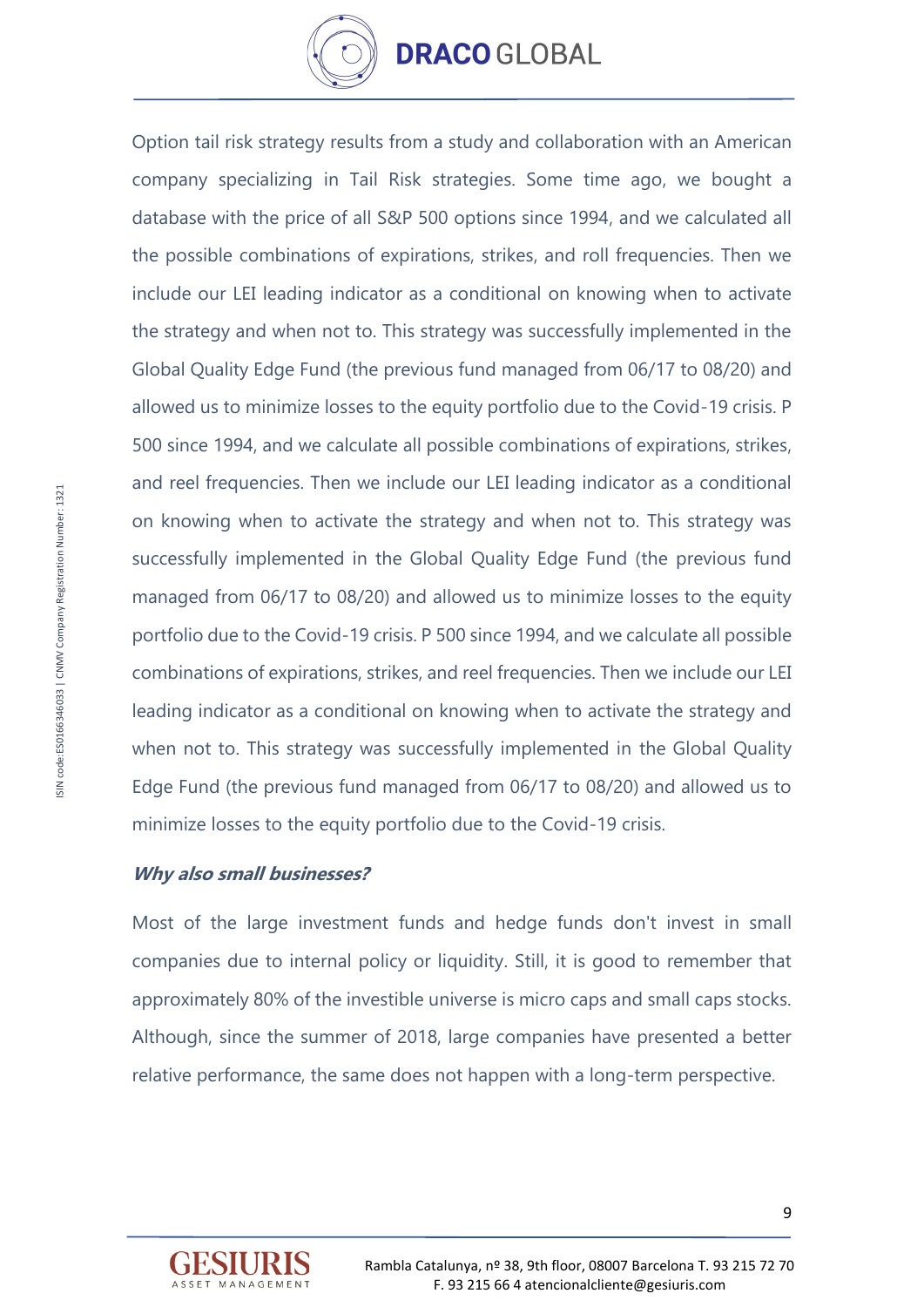Option tail risk strategy results from a study and collaboration with an American company specializing in Tail Risk strategies. Some time ago, we bought a database with the price of all S&P 500 options since 1994, and we calculated all the possible combinations of expirations, strikes, and roll frequencies. Then we include our LEI leading indicator as a conditional on knowing when to activate the strategy and when not to. This strategy was successfully implemented in the Global Quality Edge Fund (the previous fund managed from 06/17 to 08/20) and allowed us to minimize losses to the equity portfolio due to the Covid-19 crisis. P 500 since 1994, and we calculate all possible combinations of expirations, strikes, and reel frequencies. Then we include our LEI leading indicator as a conditional on knowing when to activate the strategy and when not to. This strategy was successfully implemented in the Global Quality Edge Fund (the previous fund managed from 06/17 to 08/20) and allowed us to minimize losses to the equity portfolio due to the Covid-19 crisis. P 500 since 1994, and we calculate all possible combinations of expirations, strikes, and reel frequencies. Then we include our LEI leading indicator as a conditional on knowing when to activate the strategy and when not to. This strategy was successfully implemented in the Global Quality Edge Fund (the previous fund managed from 06/17 to 08/20) and allowed us to minimize losses to the equity portfolio due to the Covid-19 crisis.

***Why also small businesses?***

Most of the large investment funds and hedge funds don't invest in small companies due to internal policy or liquidity. Still, it is good to remember that approximately 80% of the investible universe is micro caps and small caps stocks. Although, since the summer of 2018, large companies have presented a better relative performance, the same does not happen with a long-term perspective.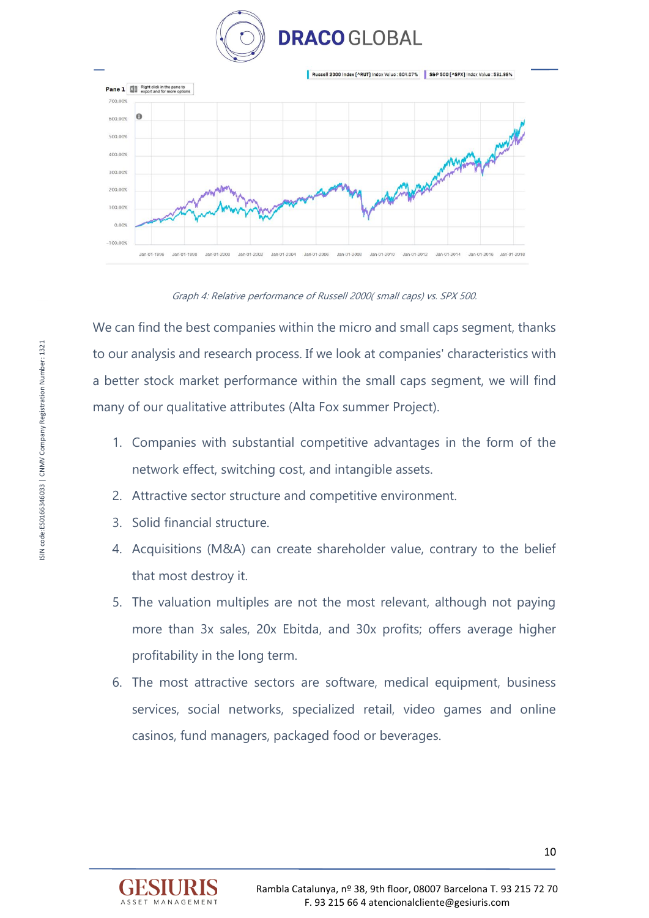Graph 4: Relative performance of Russell 2000( small caps) vs. SPX 500.

We can find the best companies within the micro and small caps segment, thanks to our analysis and research process. If we look at companies' characteristics with a better stock market performance within the small caps segment, we will find many of our qualitative attributes (Alta Fox summer Project).

1. Companies with substantial competitive advantages in the form of the network effect, switching cost, and intangible assets.
2. Attractive sector structure and competitive environment.
3. Solid financial structure.
4. Acquisitions (M&A) can create shareholder value, contrary to the belief that most destroy it.
5. The valuation multiples are not the most relevant, although not paying more than 3x sales, 20x Ebitda, and 30x profits; offers average higher profitability in the long term.
6. The most attractive sectors are software, medical equipment, business services, social networks, specialized retail, video games and online casinos, fund managers, packaged food or beverages.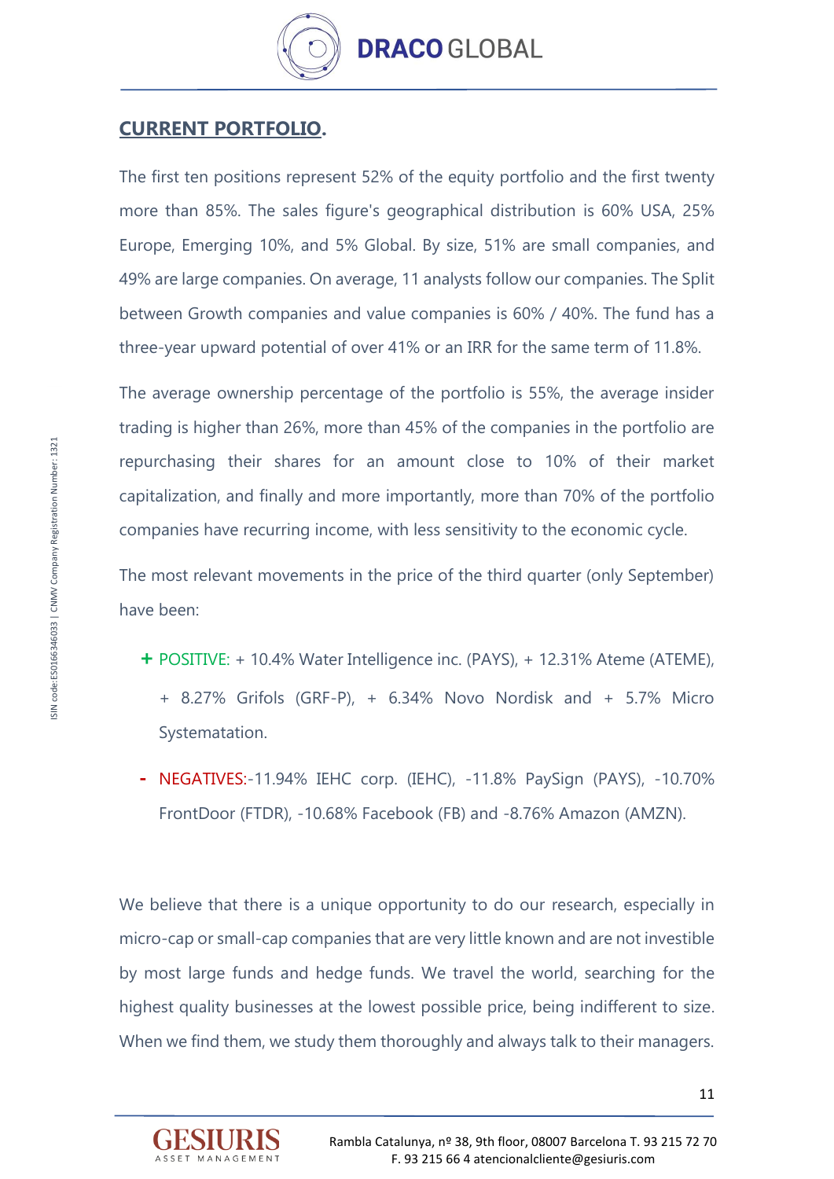## CURRENT PORTFOLIO.

The first ten positions represent 52% of the equity portfolio and the first twenty more than 85%. The sales figure's geographical distribution is 60% USA, 25% Europe, Emerging 10%, and 5% Global. By size, 51% are small companies, and 49% are large companies. On average, 11 analysts follow our companies. The Split between Growth companies and value companies is 60% / 40%. The fund has a three-year upward potential of over 41% or an IRR for the same term of 11.8%.

The average ownership percentage of the portfolio is 55%, the average insider trading is higher than 26%, more than 45% of the companies in the portfolio are repurchasing their shares for an amount close to 10% of their market capitalization, and finally and more importantly, more than 70% of the portfolio companies have recurring income, with less sensitivity to the economic cycle.

The most relevant movements in the price of the third quarter (only September) have been:

- **+** POSITIVE: + 10.4% Water Intelligence inc. (PAYS), + 12.31% Ateme (ATEME), + 8.27% Grifols (GRF-P), + 6.34% Novo Nordisk and + 5.7% Micro Systematation.
- **-** NEGATIVES:-11.94% IEHC corp. (IEHC), -11.8% PaySign (PAYS), -10.70% FrontDoor (FTDR), -10.68% Facebook (FB) and -8.76% Amazon (AMZN).

We believe that there is a unique opportunity to do our research, especially in micro-cap or small-cap companies that are very little known and are not investible by most large funds and hedge funds. We travel the world, searching for the highest quality businesses at the lowest possible price, being indifferent to size. When we find them, we study them thoroughly and always talk to their managers.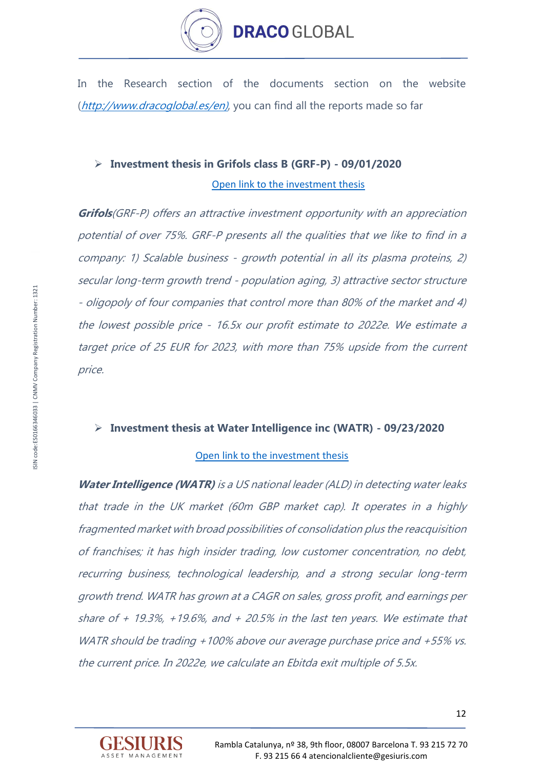In the Research section of the documents section on the website (*http://www.dracoglobal.es/en)*, you can find all the reports made so far

- **Investment thesis in Grifols class B (GRF-P) - 09/01/2020**

Open link to the investment thesis

***Grifols****(GRF-P) offers an attractive investment opportunity with an appreciation potential of over 75%. GRF-P presents all the qualities that we like to find in a company: 1) Scalable business - growth potential in all its plasma proteins, 2) secular long-term growth trend - population aging, 3) attractive sector structure - oligopoly of four companies that control more than 80% of the market and 4) the lowest possible price - 16.5x our profit estimate to 2022e. We estimate a target price of 25 EUR for 2023, with more than 75% upside from the current price.*

- **Investment thesis at Water Intelligence inc (WATR) - 09/23/2020**

Open link to the investment thesis

***Water Intelligence (WATR)*** *is a US national leader (ALD) in detecting water leaks that trade in the UK market (60m GBP market cap). It operates in a highly fragmented market with broad possibilities of consolidation plus the reacquisition of franchises; it has high insider trading, low customer concentration, no debt, recurring business, technological leadership, and a strong secular long-term growth trend. WATR has grown at a CAGR on sales, gross profit, and earnings per share of + 19.3%, +19.6%, and + 20.5% in the last ten years. We estimate that WATR should be trading +100% above our average purchase price and +55% vs. the current price. In 2022e, we calculate an Ebitda exit multiple of 5.5x.*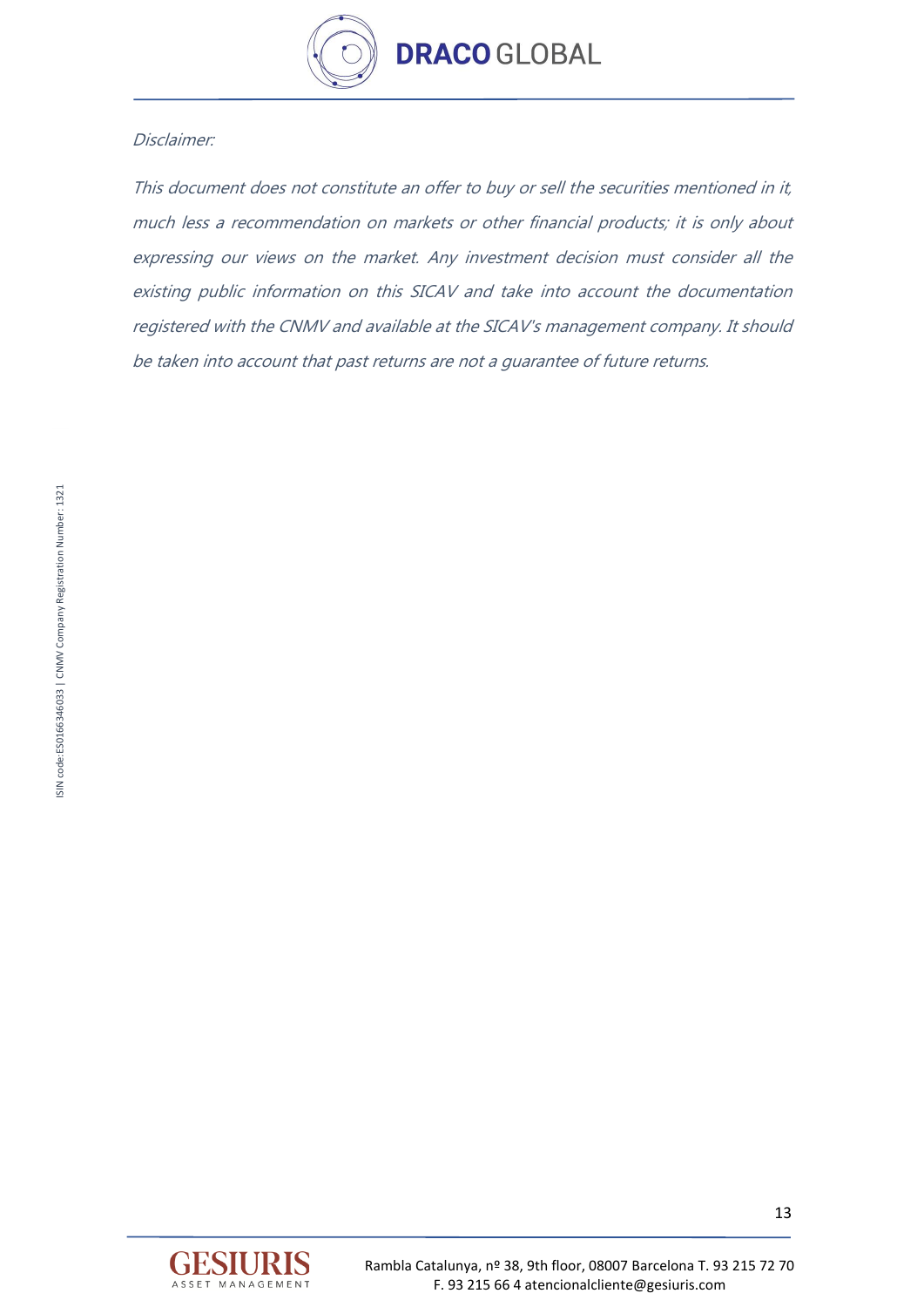*Disclaimer:*

*This document does not constitute an offer to buy or sell the securities mentioned in it, much less a recommendation on markets or other financial products; it is only about expressing our views on the market. Any investment decision must consider all the existing public information on this SICAV and take into account the documentation registered with the CNMV and available at the SICAV's management company. It should be taken into account that past returns are not a guarantee of future returns.*